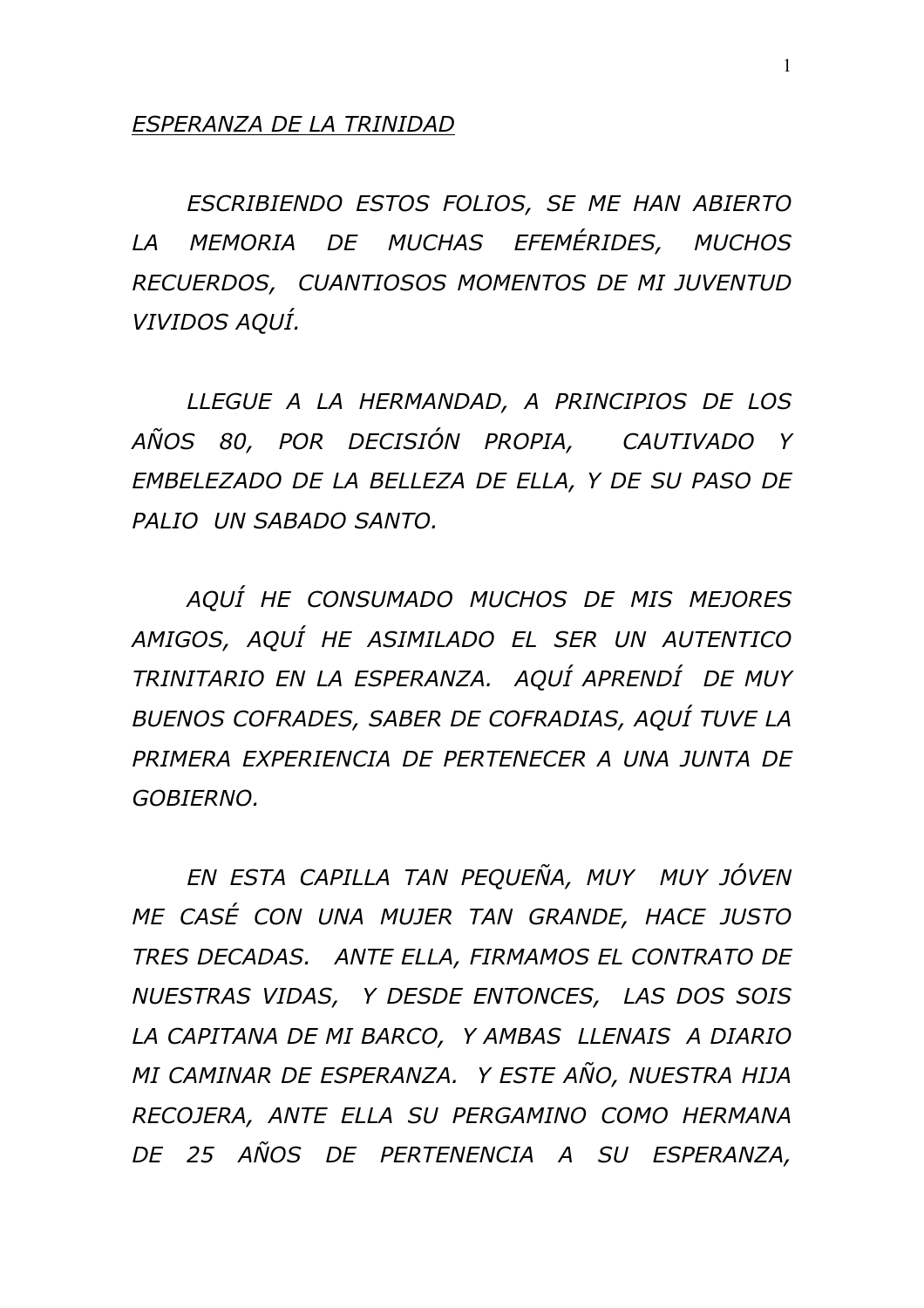*<u>ESPERANZA DE LA TRINIDAD</u>*

*ESCRIBIENDO ESTOS FOLIOS, SE ME HAN ABIERTO LA MEMORIA DE MUCHAS EFEMÉRIDES, MUCHOS RECUERDOS, CUANTIOSOS MOMENTOS DE MI JUVENTUD VIVIDOS AQUÍ.*

*LLEGUE A LA HERMANDAD, A PRINCIPIOS DE LOS AÑOS 80, POR DECISIÓN PROPIA, CAUTIVADO Y EMBELEZADO DE LA BELLEZA DE ELLA, Y DE SU PASO DE PALIO UN SABADO SANTO.*

*AQUÍ HE CONSUMADO MUCHOS DE MIS MEJORES AMIGOS, AQUÍ HE ASIMILADO EL SER UN AUTENTICO TRINITARIO EN LA ESPERANZA. AQUÍ APRENDÍ DE MUY BUENOS COFRADES, SABER DE COFRADIAS, AQUÍ TUVE LA PRIMERA EXPERIENCIA DE PERTENECER A UNA JUNTA DE GOBIERNO.*

*EN ESTA CAPILLA TAN PEQUEÑA, MUY MUY JÓVEN ME CASÉ CON UNA MUJER TAN GRANDE, HACE JUSTO TRES DECADAS. ANTE ELLA, FIRMAMOS EL CONTRATO DE NUESTRAS VIDAS, Y DESDE ENTONCES, LAS DOS SOIS LA CAPITANA DE MI BARCO, Y AMBAS LLENAIS A DIARIO MI CAMINAR DE ESPERANZA. Y ESTE AÑO, NUESTRA HIJA RECOJERA, ANTE ELLA SU PERGAMINO COMO HERMANA DE 25 AÑOS DE PERTENENCIA A SU ESPERANZA,*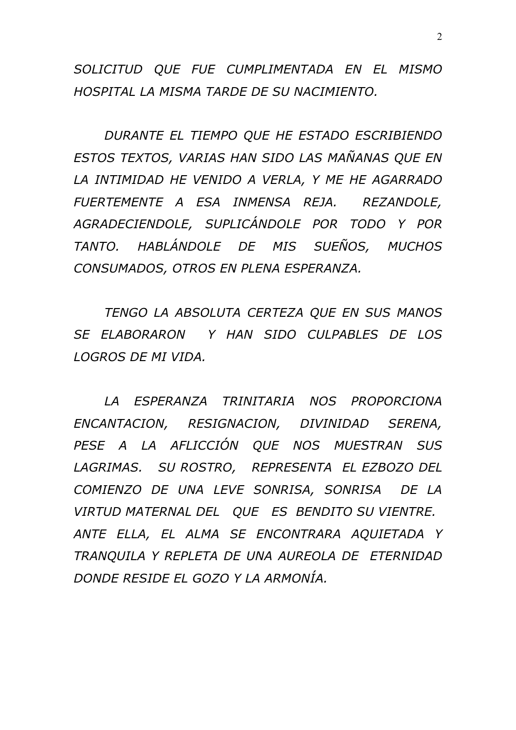*SOLICITUD QUE FUE CUMPLIMENTADA EN EL MISMO HOSPITAL LA MISMA TARDE DE SU NACIMIENTO.*

*DURANTE EL TIEMPO QUE HE ESTADO ESCRIBIENDO ESTOS TEXTOS, VARIAS HAN SIDO LAS MAÑANAS QUE EN LA INTIMIDAD HE VENIDO A VERLA, Y ME HE AGARRADO FUERTEMENTE A ESA INMENSA REJA. REZANDOLE, AGRADECIENDOLE, SUPLICÁNDOLE POR TODO Y POR TANTO. HABLÁNDOLE DE MIS SUEÑOS, MUCHOS CONSUMADOS, OTROS EN PLENA ESPERANZA.*

*TENGO LA ABSOLUTA CERTEZA QUE EN SUS MANOS SE ELABORARON Y HAN SIDO CULPABLES DE LOS LOGROS DE MI VIDA.*

*LA ESPERANZA TRINITARIA NOS PROPORCIONA ENCANTACION, RESIGNACION, DIVINIDAD SERENA, PESE A LA AFLICCIÓN QUE NOS MUESTRAN SUS LAGRIMAS. SU ROSTRO, REPRESENTA EL EZBOZO DEL COMIENZO DE UNA LEVE SONRISA, SONRISA DE LA VIRTUD MATERNAL DEL QUE ES BENDITO SU VIENTRE. ANTE ELLA, EL ALMA SE ENCONTRARA AQUIETADA Y TRANQUILA Y REPLETA DE UNA AUREOLA DE ETERNIDAD DONDE RESIDE EL GOZO Y LA ARMONÍA.*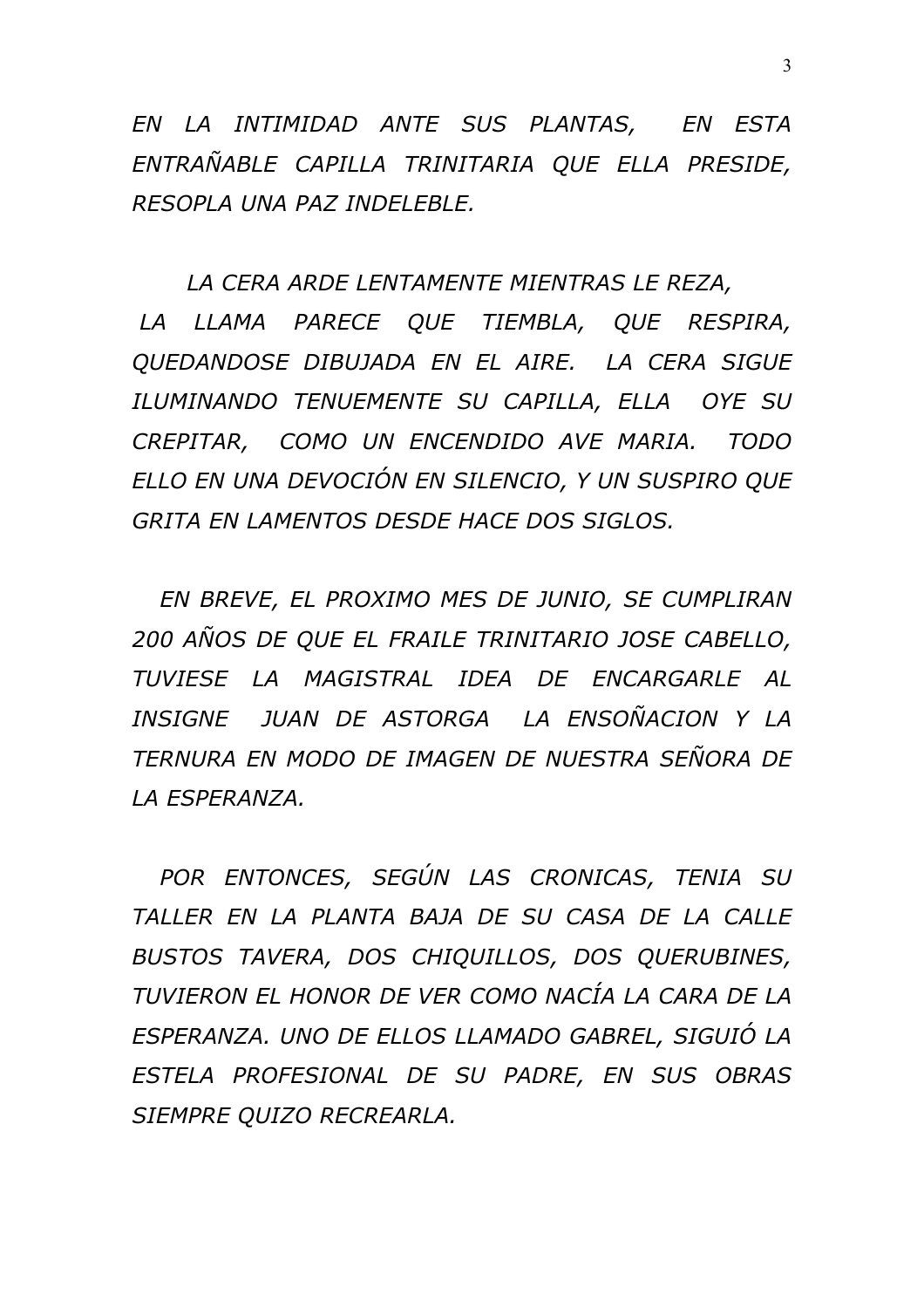*EN LA INTIMIDAD ANTE SUS PLANTAS, EN ESTA ENTRAÑABLE CAPILLA TRINITARIA QUE ELLA PRESIDE, RESOPLA UNA PAZ INDELEBLE.*

*LA CERA ARDE LENTAMENTE MIENTRAS LE REZA, LA LLAMA PARECE QUE TIEMBLA, QUE RESPIRA, QUEDANDOSE DIBUJADA EN EL AIRE. LA CERA SIGUE ILUMINANDO TENUEMENTE SU CAPILLA, ELLA OYE SU CREPITAR, COMO UN ENCENDIDO AVE MARIA. TODO ELLO EN UNA DEVOCIÓN EN SILENCIO, Y UN SUSPIRO QUE GRITA EN LAMENTOS DESDE HACE DOS SIGLOS.*

*EN BREVE, EL PROXIMO MES DE JUNIO, SE CUMPLIRAN 200 AÑOS DE QUE EL FRAILE TRINITARIO JOSE CABELLO, TUVIESE LA MAGISTRAL IDEA DE ENCARGARLE AL INSIGNE JUAN DE ASTORGA LA ENSOÑACION Y LA TERNURA EN MODO DE IMAGEN DE NUESTRA SEÑORA DE LA ESPERANZA.*

*POR ENTONCES, SEGÚN LAS CRONICAS, TENIA SU TALLER EN LA PLANTA BAJA DE SU CASA DE LA CALLE BUSTOS TAVERA, DOS CHIQUILLOS, DOS QUERUBINES, TUVIERON EL HONOR DE VER COMO NACÍA LA CARA DE LA ESPERANZA. UNO DE ELLOS LLAMADO GABREL, SIGUIÓ LA ESTELA PROFESIONAL DE SU PADRE, EN SUS OBRAS SIEMPRE QUIZO RECREARLA.*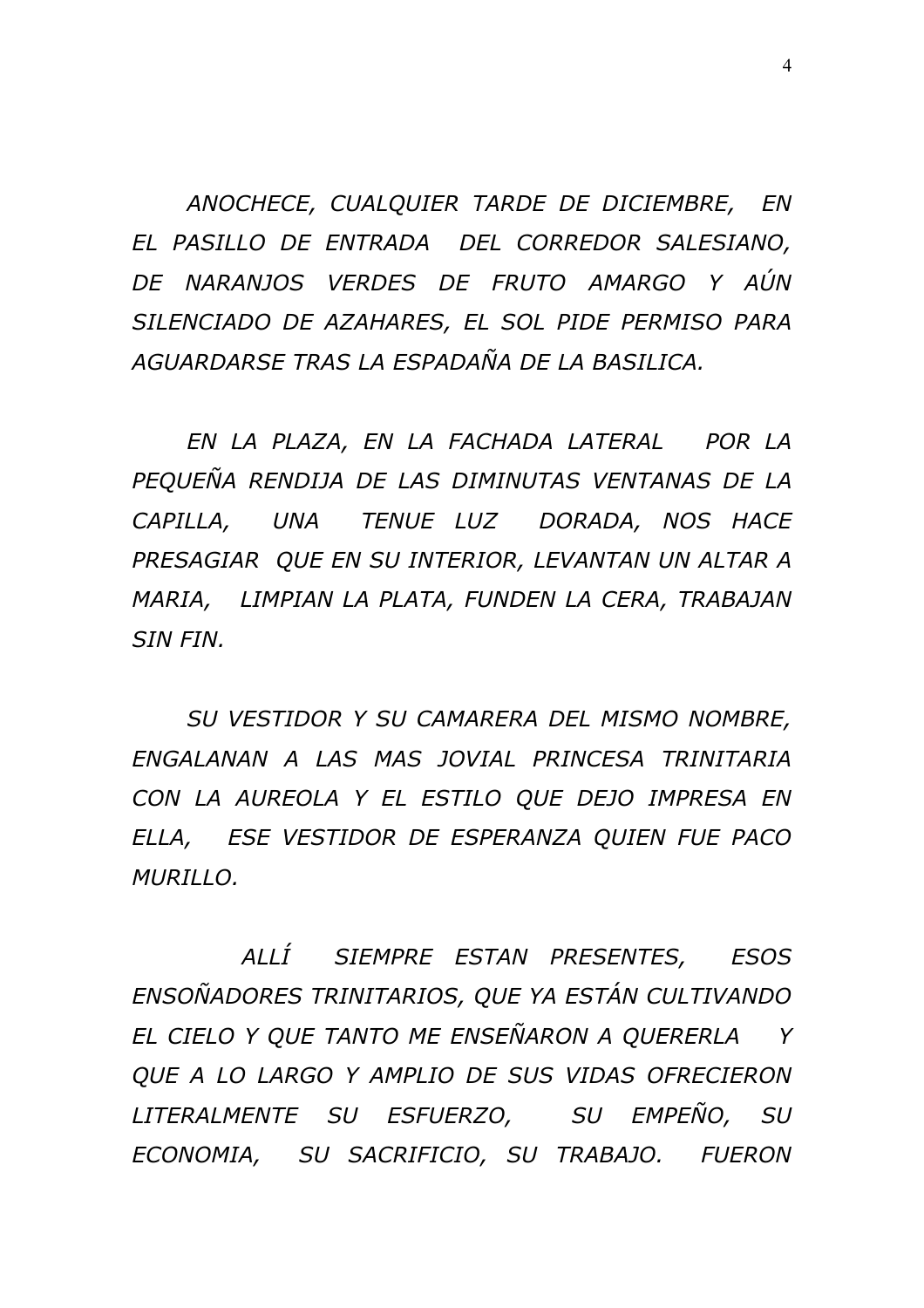*ANOCHECE, CUALQUIER TARDE DE DICIEMBRE, EN EL PASILLO DE ENTRADA DEL CORREDOR SALESIANO, DE NARANJOS VERDES DE FRUTO AMARGO Y AÚN SILENCIADO DE AZAHARES, EL SOL PIDE PERMISO PARA AGUARDARSE TRAS LA ESPADAÑA DE LA BASILICA.*

*EN LA PLAZA, EN LA FACHADA LATERAL POR LA PEQUEÑA RENDIJA DE LAS DIMINUTAS VENTANAS DE LA CAPILLA, UNA TENUE LUZ DORADA, NOS HACE PRESAGIAR QUE EN SU INTERIOR, LEVANTAN UN ALTAR A MARIA, LIMPIAN LA PLATA, FUNDEN LA CERA, TRABAJAN SIN FIN.*

*SU VESTIDOR Y SU CAMARERA DEL MISMO NOMBRE, ENGALANAN A LAS MAS JOVIAL PRINCESA TRINITARIA CON LA AUREOLA Y EL ESTILO QUE DEJO IMPRESA EN ELLA, ESE VESTIDOR DE ESPERANZA QUIEN FUE PACO MURILLO.*

*ALLÍ SIEMPRE ESTAN PRESENTES, ESOS ENSOÑADORES TRINITARIOS, QUE YA ESTÁN CULTIVANDO EL CIELO Y QUE TANTO ME ENSEÑARON A QUERERLA Y QUE A LO LARGO Y AMPLIO DE SUS VIDAS OFRECIERON LITERALMENTE SU ESFUERZO, SU EMPEÑO, SU ECONOMIA, SU SACRIFICIO, SU TRABAJO. FUERON*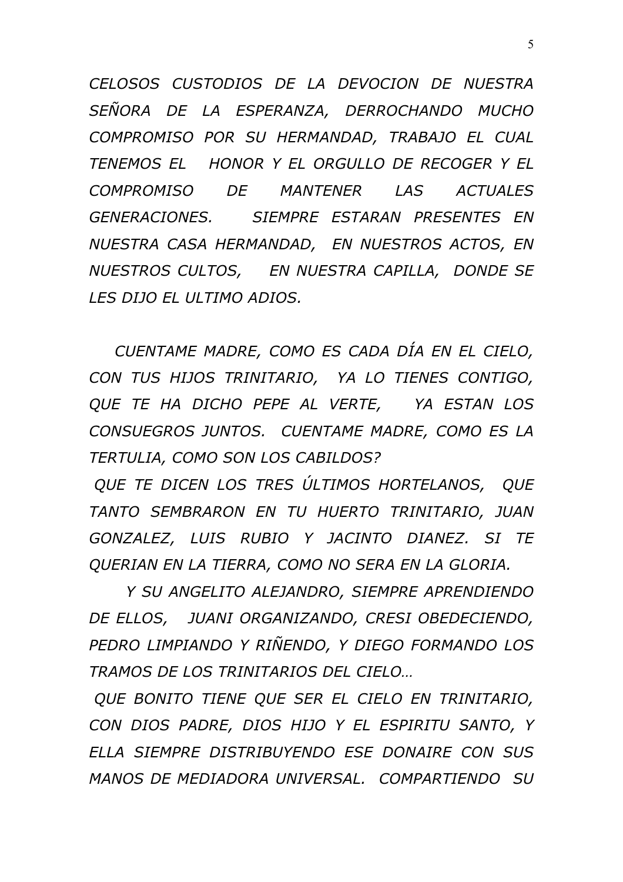*CELOSOS CUSTODIOS DE LA DEVOCION DE NUESTRA SEÑORA DE LA ESPERANZA, DERROCHANDO MUCHO COMPROMISO POR SU HERMANDAD, TRABAJO EL CUAL TENEMOS EL HONOR Y EL ORGULLO DE RECOGER Y EL COMPROMISO DE MANTENER LAS ACTUALES GENERACIONES. SIEMPRE ESTARAN PRESENTES EN NUESTRA CASA HERMANDAD, EN NUESTROS ACTOS, EN NUESTROS CULTOS, EN NUESTRA CAPILLA, DONDE SE LES DIJO EL ULTIMO ADIOS.*

*CUENTAME MADRE, COMO ES CADA DÍA EN EL CIELO, CON TUS HIJOS TRINITARIO, YA LO TIENES CONTIGO, QUE TE HA DICHO PEPE AL VERTE, YA ESTAN LOS CONSUEGROS JUNTOS. CUENTAME MADRE, COMO ES LA TERTULIA, COMO SON LOS CABILDOS?*

*QUE TE DICEN LOS TRES ÚLTIMOS HORTELANOS, QUE TANTO SEMBRARON EN TU HUERTO TRINITARIO, JUAN GONZALEZ, LUIS RUBIO Y JACINTO DIANEZ. SI TE QUERIAN EN LA TIERRA, COMO NO SERA EN LA GLORIA.*

*Y SU ANGELITO ALEJANDRO, SIEMPRE APRENDIENDO DE ELLOS, JUANI ORGANIZANDO, CRESI OBEDECIENDO, PEDRO LIMPIANDO Y RIÑENDO, Y DIEGO FORMANDO LOS TRAMOS DE LOS TRINITARIOS DEL CIELO…*

*QUE BONITO TIENE QUE SER EL CIELO EN TRINITARIO, CON DIOS PADRE, DIOS HIJO Y EL ESPIRITU SANTO, Y ELLA SIEMPRE DISTRIBUYENDO ESE DONAIRE CON SUS MANOS DE MEDIADORA UNIVERSAL. COMPARTIENDO SU*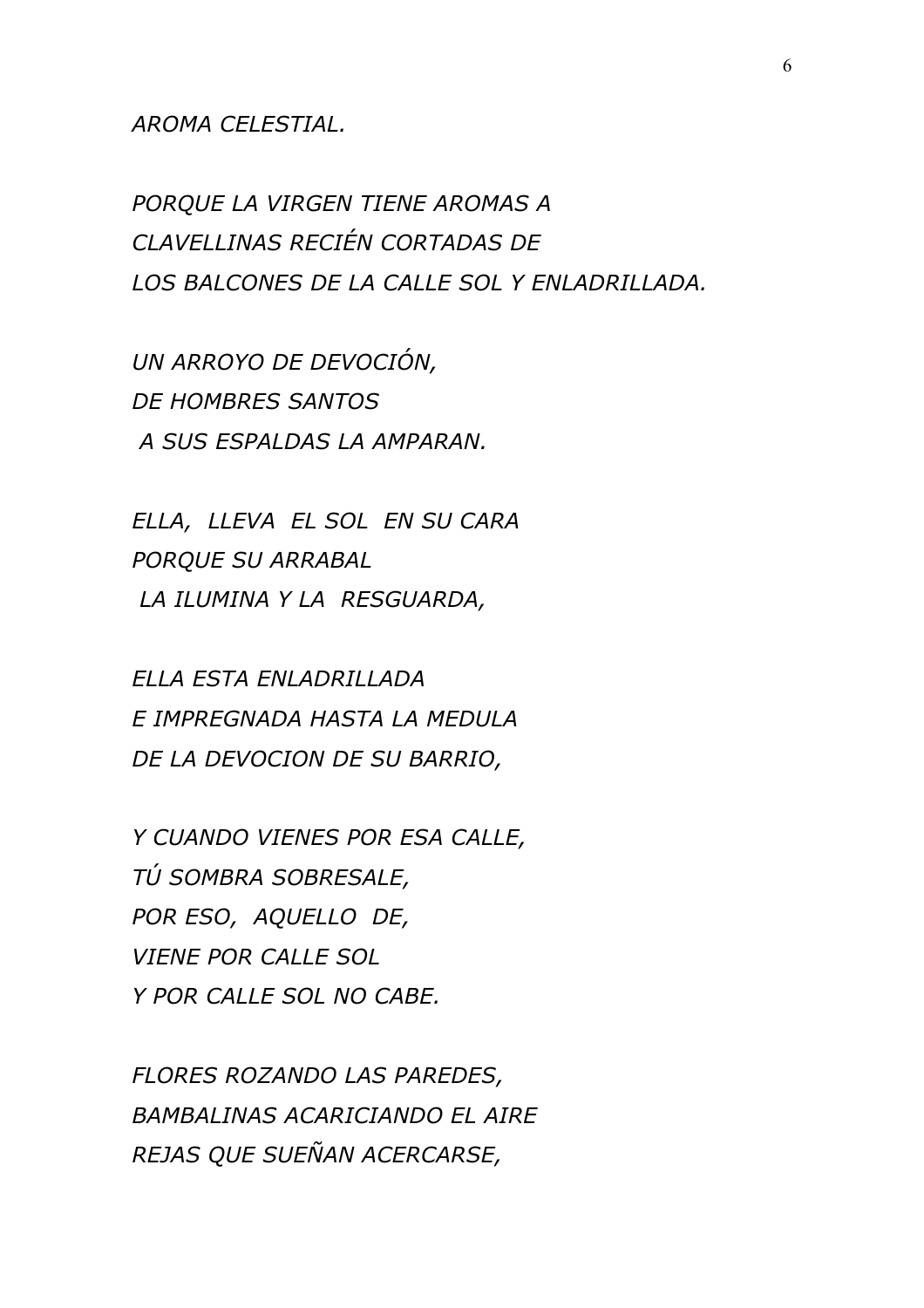*AROMA CELESTIAL.*

*PORQUE LA VIRGEN TIENE AROMAS A*
*CLAVELLINAS RECIÉN CORTADAS DE*
*LOS BALCONES DE LA CALLE SOL Y ENLADRILLADA.*

*UN ARROYO DE DEVOCIÓN,*
*DE HOMBRES SANTOS*
*A SUS ESPALDAS LA AMPARAN.*

*ELLA, LLEVA EL SOL EN SU CARA*
*PORQUE SU ARRABAL*
*LA ILUMINA Y LA RESGUARDA,*

*ELLA ESTA ENLADRILLADA*
*E IMPREGNADA HASTA LA MEDULA*
*DE LA DEVOCION DE SU BARRIO,*

*Y CUANDO VIENES POR ESA CALLE,*
*TÚ SOMBRA SOBRESALE,*
*POR ESO, AQUELLO DE,*
*VIENE POR CALLE SOL*
*Y POR CALLE SOL NO CABE.*

*FLORES ROZANDO LAS PAREDES,*
*BAMBALINAS ACARICIANDO EL AIRE*
*REJAS QUE SUEÑAN ACERCARSE,*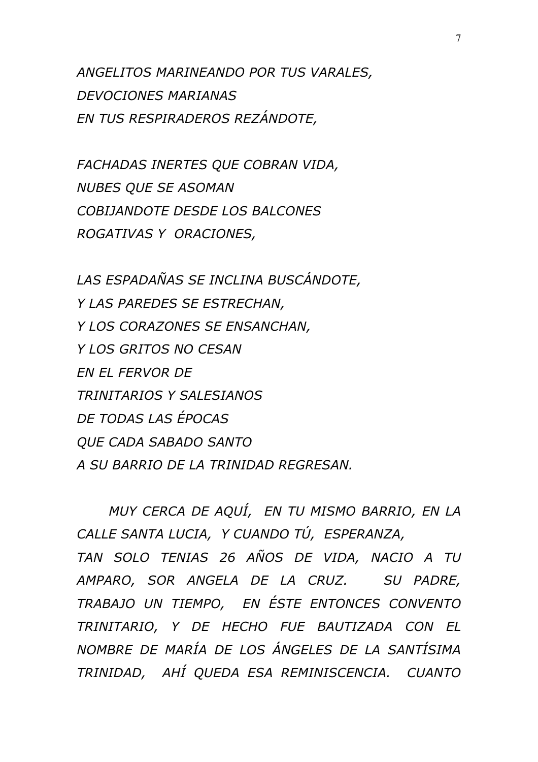*ANGELITOS MARINEANDO POR TUS VARALES,*
*DEVOCIONES MARIANAS*
*EN TUS RESPIRADEROS REZÁNDOTE,*

*FACHADAS INERTES QUE COBRAN VIDA,*
*NUBES QUE SE ASOMAN*
*COBIJANDOTE DESDE LOS BALCONES*
*ROGATIVAS Y ORACIONES,*

*LAS ESPADAÑAS SE INCLINA BUSCÁNDOTE,*
*Y LAS PAREDES SE ESTRECHAN,*
*Y LOS CORAZONES SE ENSANCHAN,*
*Y LOS GRITOS NO CESAN*
*EN EL FERVOR DE*
*TRINITARIOS Y SALESIANOS*
*DE TODAS LAS ÉPOCAS*
*QUE CADA SABADO SANTO*
*A SU BARRIO DE LA TRINIDAD REGRESAN.*

*MUY CERCA DE AQUÍ, EN TU MISMO BARRIO, EN LA CALLE SANTA LUCIA, Y CUANDO TÚ, ESPERANZA,*
*TAN SOLO TENIAS 26 AÑOS DE VIDA, NACIO A TU AMPARO, SOR ANGELA DE LA CRUZ. SU PADRE, TRABAJO UN TIEMPO, EN ÉSTE ENTONCES CONVENTO TRINITARIO, Y DE HECHO FUE BAUTIZADA CON EL NOMBRE DE MARÍA DE LOS ÁNGELES DE LA SANTÍSIMA TRINIDAD, AHÍ QUEDA ESA REMINISCENCIA. CUANTO*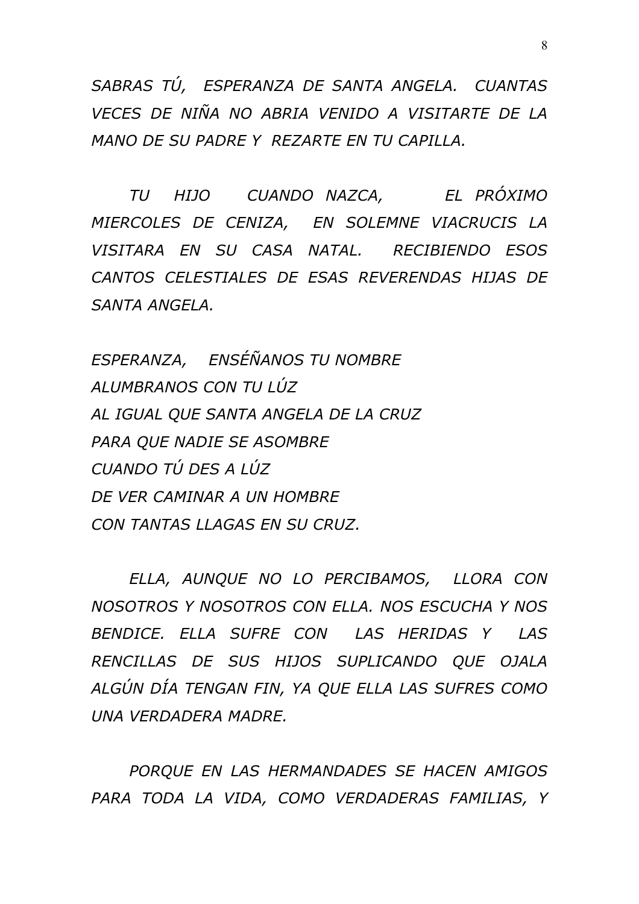*SABRAS TÚ, ESPERANZA DE SANTA ANGELA. CUANTAS VECES DE NIÑA NO ABRIA VENIDO A VISITARTE DE LA MANO DE SU PADRE Y REZARTE EN TU CAPILLA.*

*TU HIJO CUANDO NAZCA, EL PRÓXIMO MIERCOLES DE CENIZA, EN SOLEMNE VIACRUCIS LA VISITARA EN SU CASA NATAL. RECIBIENDO ESOS CANTOS CELESTIALES DE ESAS REVERENDAS HIJAS DE SANTA ANGELA.*

*ESPERANZA, ENSÉÑANOS TU NOMBRE*
*ALUMBRANOS CON TU LÚZ*
*AL IGUAL QUE SANTA ANGELA DE LA CRUZ*
*PARA QUE NADIE SE ASOMBRE*
*CUANDO TÚ DES A LÚZ*
*DE VER CAMINAR A UN HOMBRE*
*CON TANTAS LLAGAS EN SU CRUZ.*

*ELLA, AUNQUE NO LO PERCIBAMOS, LLORA CON NOSOTROS Y NOSOTROS CON ELLA. NOS ESCUCHA Y NOS BENDICE. ELLA SUFRE CON LAS HERIDAS Y LAS RENCILLAS DE SUS HIJOS SUPLICANDO QUE OJALA ALGÚN DÍA TENGAN FIN, YA QUE ELLA LAS SUFRES COMO UNA VERDADERA MADRE.*

*PORQUE EN LAS HERMANDADES SE HACEN AMIGOS PARA TODA LA VIDA, COMO VERDADERAS FAMILIAS, Y*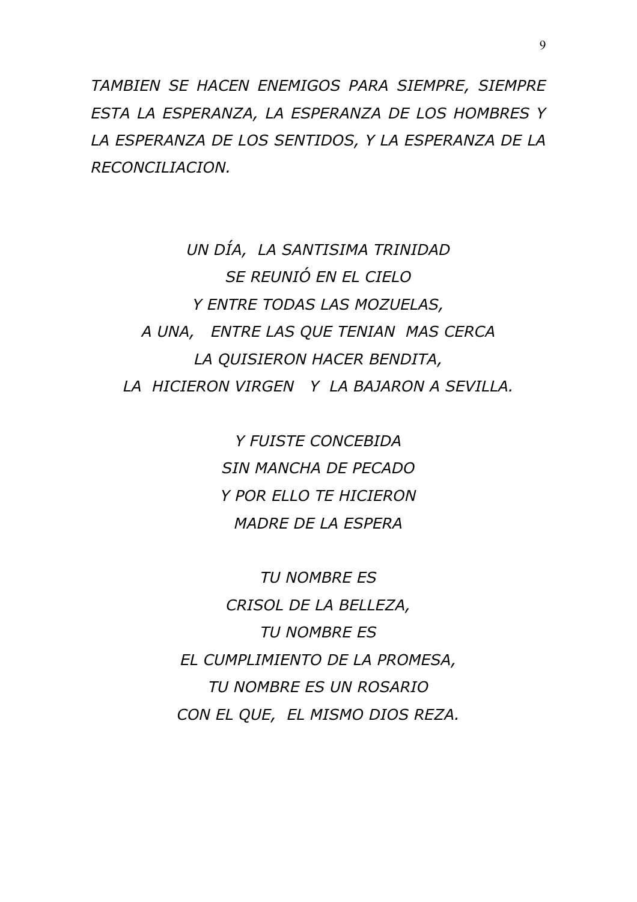*TAMBIEN SE HACEN ENEMIGOS PARA SIEMPRE, SIEMPRE ESTA LA ESPERANZA, LA ESPERANZA DE LOS HOMBRES Y LA ESPERANZA DE LOS SENTIDOS, Y LA ESPERANZA DE LA RECONCILIACION.*

*UN DÍA, LA SANTISIMA TRINIDAD*
*SE REUNIÓ EN EL CIELO*
*Y ENTRE TODAS LAS MOZUELAS,*
*A UNA, ENTRE LAS QUE TENIAN MAS CERCA*
*LA QUISIERON HACER BENDITA,*
*LA HICIERON VIRGEN Y LA BAJARON A SEVILLA.*

*Y FUISTE CONCEBIDA*
*SIN MANCHA DE PECADO*
*Y POR ELLO TE HICIERON*
*MADRE DE LA ESPERA*

*TU NOMBRE ES*
*CRISOL DE LA BELLEZA,*
*TU NOMBRE ES*
*EL CUMPLIMIENTO DE LA PROMESA,*
*TU NOMBRE ES UN ROSARIO*
*CON EL QUE, EL MISMO DIOS REZA.*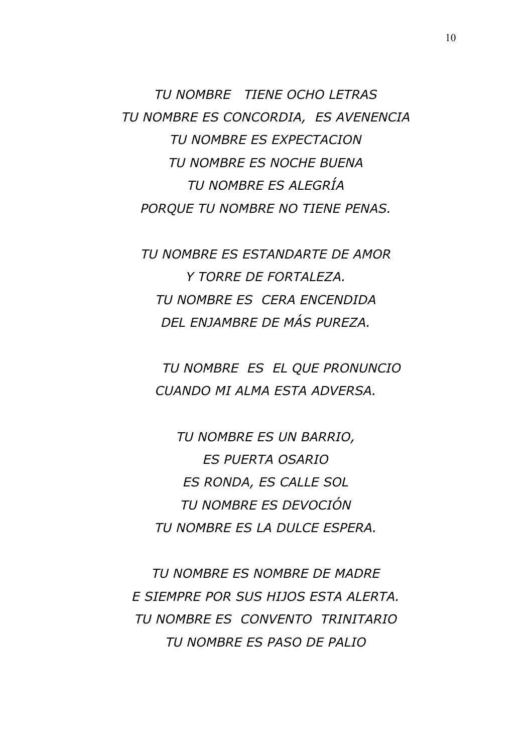*TU NOMBRE TIENE OCHO LETRAS*  
*TU NOMBRE ES CONCORDIA, ES AVENENCIA*  
*TU NOMBRE ES EXPECTACION*  
*TU NOMBRE ES NOCHE BUENA*  
*TU NOMBRE ES ALEGRÍA*  
*PORQUE TU NOMBRE NO TIENE PENAS.*

*TU NOMBRE ES ESTANDARTE DE AMOR*  
*Y TORRE DE FORTALEZA.*  
*TU NOMBRE ES CERA ENCENDIDA*  
*DEL ENJAMBRE DE MÁS PUREZA.*

*TU NOMBRE ES EL QUE PRONUNCIO*  
*CUANDO MI ALMA ESTA ADVERSA.*

*TU NOMBRE ES UN BARRIO,*  
*ES PUERTA OSARIO*  
*ES RONDA, ES CALLE SOL*  
*TU NOMBRE ES DEVOCIÓN*  
*TU NOMBRE ES LA DULCE ESPERA.*

*TU NOMBRE ES NOMBRE DE MADRE*  
*E SIEMPRE POR SUS HIJOS ESTA ALERTA.*  
*TU NOMBRE ES CONVENTO TRINITARIO*  
*TU NOMBRE ES PASO DE PALIO*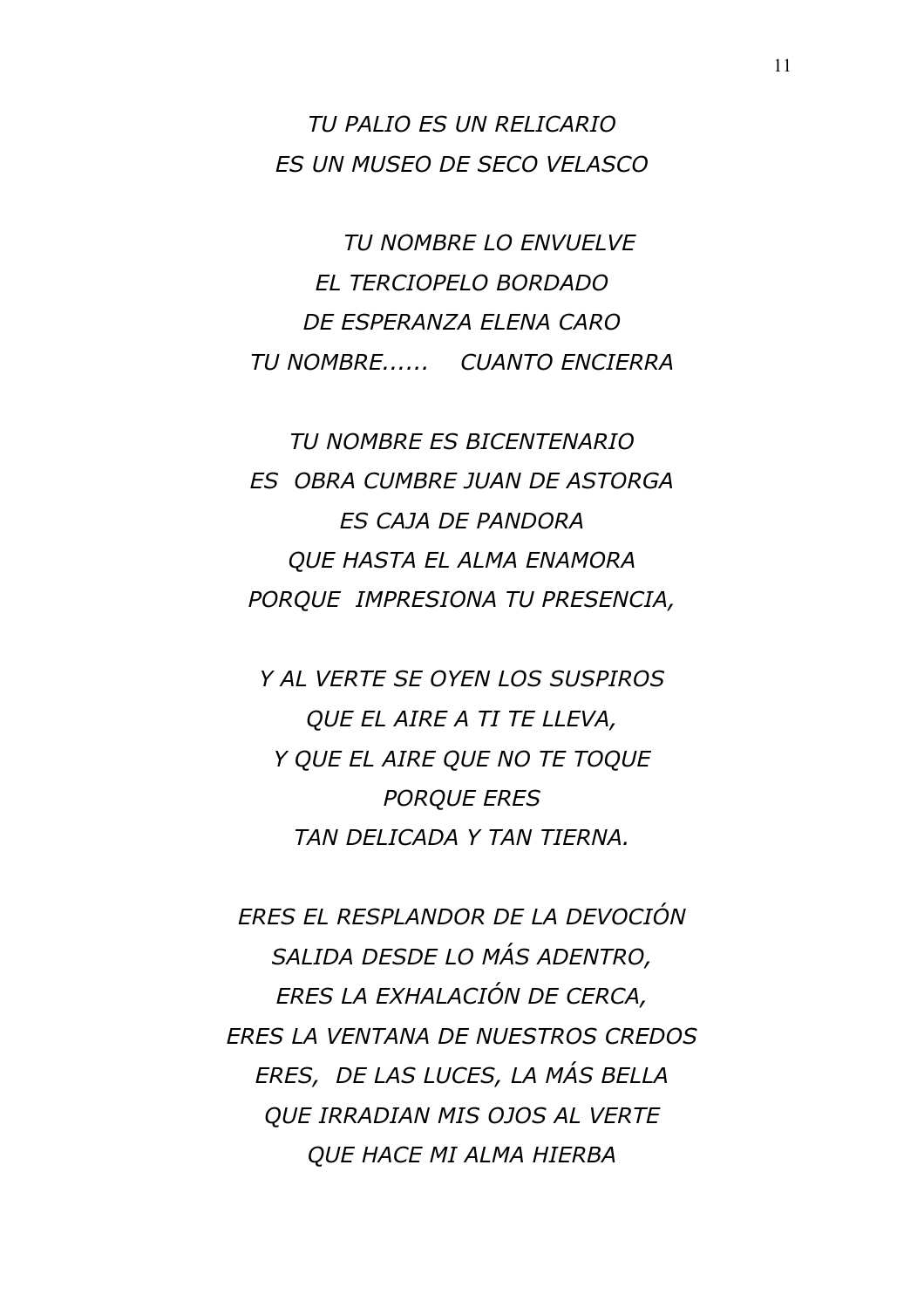*TU PALIO ES UN RELICARIO*
*ES UN MUSEO DE SECO VELASCO*

*TU NOMBRE LO ENVUELVE*
*EL TERCIOPELO BORDADO*
*DE ESPERANZA ELENA CARO*
*TU NOMBRE...... CUANTO ENCIERRA*

*TU NOMBRE ES BICENTENARIO*
*ES OBRA CUMBRE JUAN DE ASTORGA*
*ES CAJA DE PANDORA*
*QUE HASTA EL ALMA ENAMORA*
*PORQUE IMPRESIONA TU PRESENCIA,*

*Y AL VERTE SE OYEN LOS SUSPIROS*
*QUE EL AIRE A TI TE LLEVA,*
*Y QUE EL AIRE QUE NO TE TOQUE*
*PORQUE ERES*
*TAN DELICADA Y TAN TIERNA.*

*ERES EL RESPLANDOR DE LA DEVOCIÓN*
*SALIDA DESDE LO MÁS ADENTRO,*
*ERES LA EXHALACIÓN DE CERCA,*
*ERES LA VENTANA DE NUESTROS CREDOS*
*ERES, DE LAS LUCES, LA MÁS BELLA*
*QUE IRRADIAN MIS OJOS AL VERTE*
*QUE HACE MI ALMA HIERBA*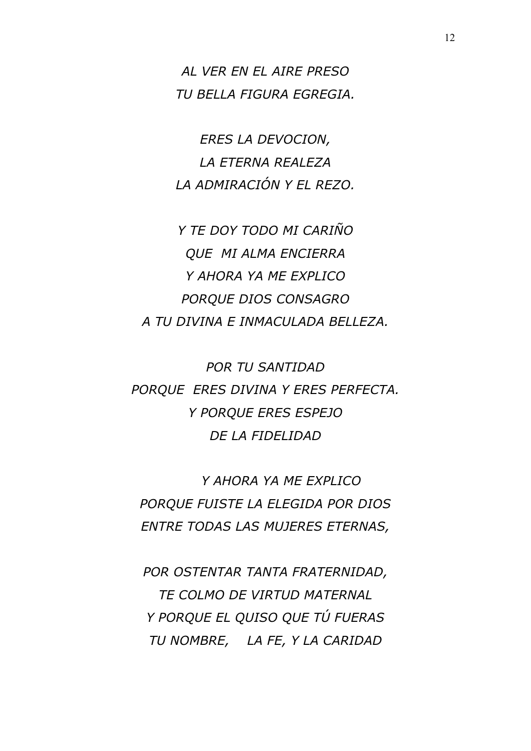*AL VER EN EL AIRE PRESO*
*TU BELLA FIGURA EGREGIA.*

*ERES LA DEVOCION,*
*LA ETERNA REALEZA*
*LA ADMIRACIÓN Y EL REZO.*

*Y TE DOY TODO MI CARIÑO*
*QUE MI ALMA ENCIERRA*
*Y AHORA YA ME EXPLICO*
*PORQUE DIOS CONSAGRO*
*A TU DIVINA E INMACULADA BELLEZA.*

*POR TU SANTIDAD*
*PORQUE ERES DIVINA Y ERES PERFECTA.*
*Y PORQUE ERES ESPEJO*
*DE LA FIDELIDAD*

*Y AHORA YA ME EXPLICO*
*PORQUE FUISTE LA ELEGIDA POR DIOS*
*ENTRE TODAS LAS MUJERES ETERNAS,*

*POR OSTENTAR TANTA FRATERNIDAD,*
*TE COLMO DE VIRTUD MATERNAL*
*Y PORQUE EL QUISO QUE TÚ FUERAS*
*TU NOMBRE, LA FE, Y LA CARIDAD*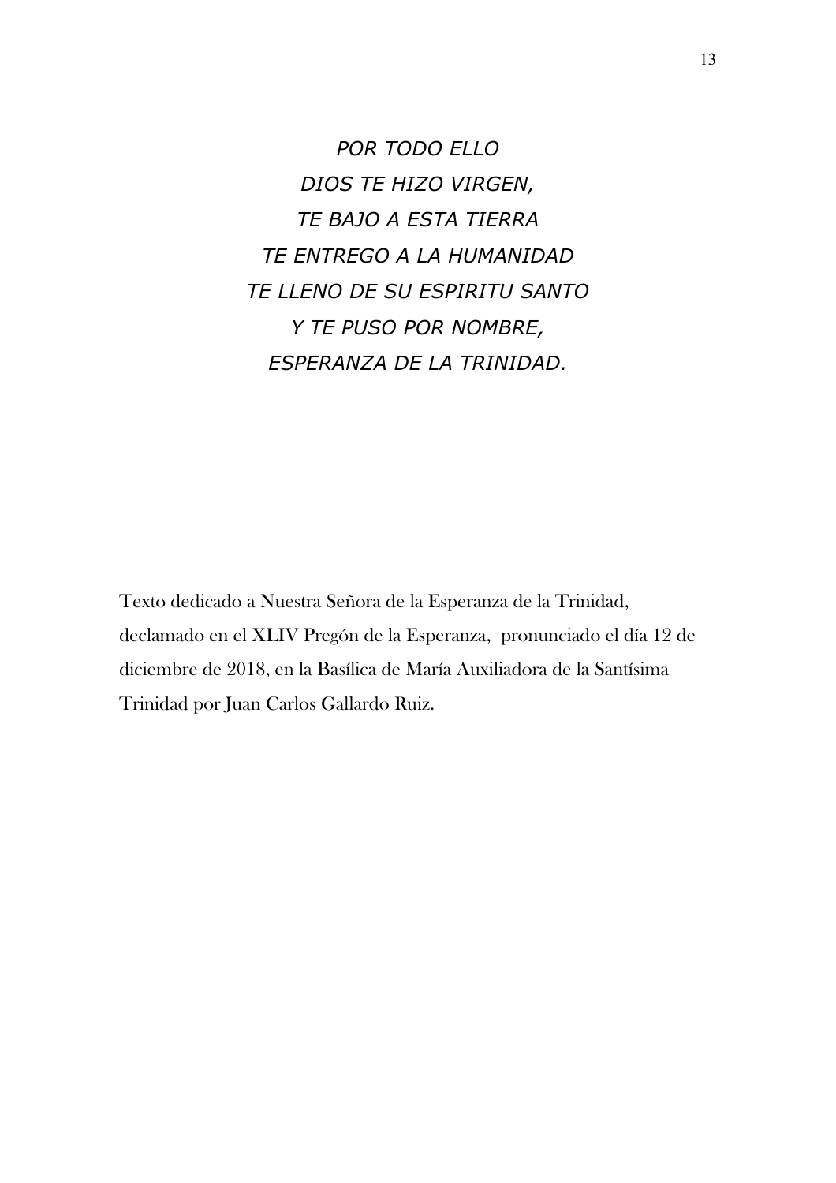*POR TODO ELLO*
*DIOS TE HIZO VIRGEN,*
*TE BAJO A ESTA TIERRA*
*TE ENTREGO A LA HUMANIDAD*
*TE LLENO DE SU ESPIRITU SANTO*
*Y TE PUSO POR NOMBRE,*
*ESPERANZA DE LA TRINIDAD.*

Texto dedicado a Nuestra Señora de la Esperanza de la Trinidad, declamado en el XLIV Pregón de la Esperanza, pronunciado el día 12 de diciembre de 2018, en la Basílica de María Auxiliadora de la Santísima Trinidad por Juan Carlos Gallardo Ruiz.